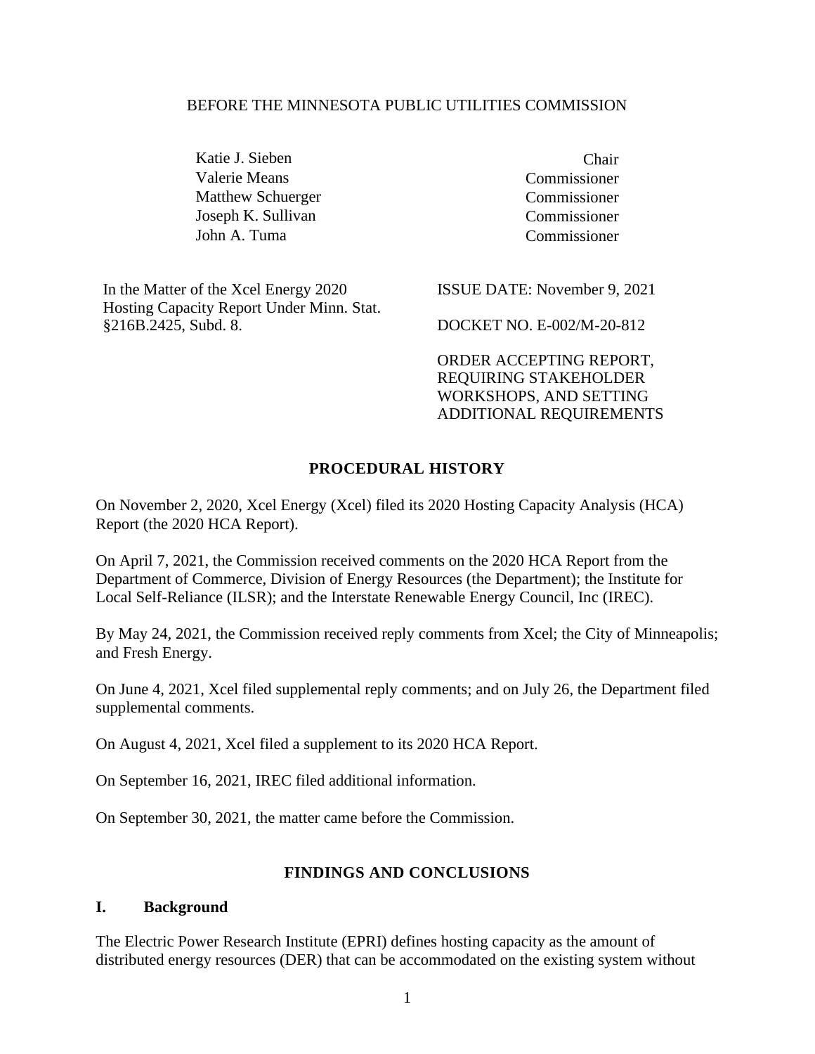BEFORE THE MINNESOTA PUBLIC UTILITIES COMMISSION

| | |
|---|---|
| Katie J. Sieben | Chair |
| Valerie Means | Commissioner |
| Matthew Schuerger | Commissioner |
| Joseph K. Sullivan | Commissioner |
| John A. Tuma | Commissioner |

In the Matter of the Xcel Energy 2020 Hosting Capacity Report Under Minn. Stat. §216B.2425, Subd. 8.

ISSUE DATE: November 9, 2021

DOCKET NO. E-002/M-20-812

ORDER ACCEPTING REPORT, REQUIRING STAKEHOLDER WORKSHOPS, AND SETTING ADDITIONAL REQUIREMENTS

## PROCEDURAL HISTORY

On November 2, 2020, Xcel Energy (Xcel) filed its 2020 Hosting Capacity Analysis (HCA) Report (the 2020 HCA Report).

On April 7, 2021, the Commission received comments on the 2020 HCA Report from the Department of Commerce, Division of Energy Resources (the Department); the Institute for Local Self-Reliance (ILSR); and the Interstate Renewable Energy Council, Inc (IREC).

By May 24, 2021, the Commission received reply comments from Xcel; the City of Minneapolis; and Fresh Energy.

On June 4, 2021, Xcel filed supplemental reply comments; and on July 26, the Department filed supplemental comments.

On August 4, 2021, Xcel filed a supplement to its 2020 HCA Report.

On September 16, 2021, IREC filed additional information.

On September 30, 2021, the matter came before the Commission.

## FINDINGS AND CONCLUSIONS

### I. Background

The Electric Power Research Institute (EPRI) defines hosting capacity as the amount of distributed energy resources (DER) that can be accommodated on the existing system without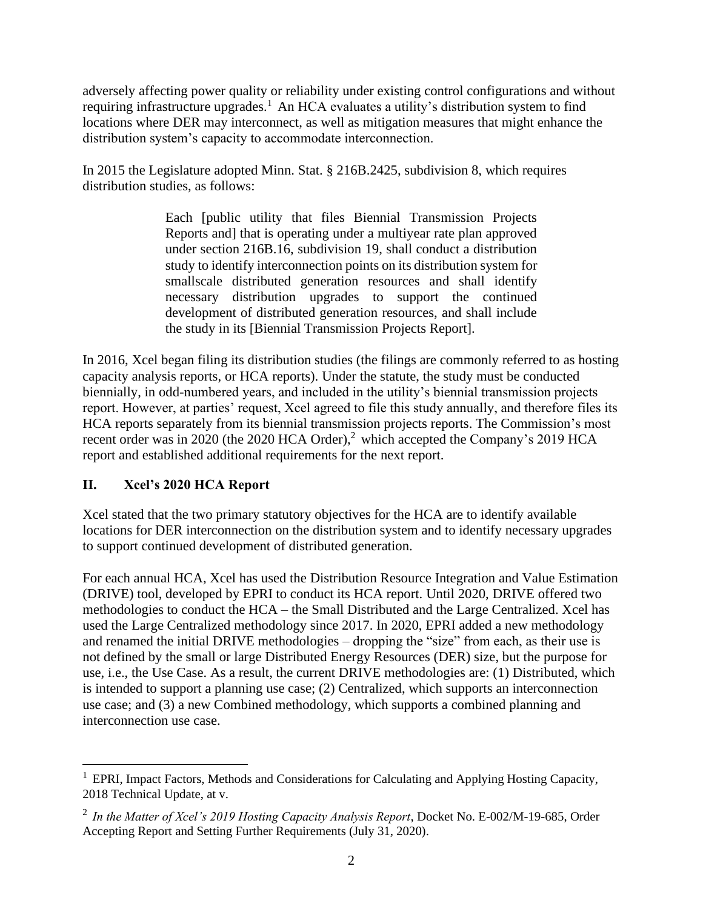adversely affecting power quality or reliability under existing control configurations and without requiring infrastructure upgrades.[1] An HCA evaluates a utility's distribution system to find locations where DER may interconnect, as well as mitigation measures that might enhance the distribution system's capacity to accommodate interconnection.

In 2015 the Legislature adopted Minn. Stat. § 216B.2425, subdivision 8, which requires distribution studies, as follows:

> Each [public utility that files Biennial Transmission Projects Reports and] that is operating under a multiyear rate plan approved under section 216B.16, subdivision 19, shall conduct a distribution study to identify interconnection points on its distribution system for smallscale distributed generation resources and shall identify necessary distribution upgrades to support the continued development of distributed generation resources, and shall include the study in its [Biennial Transmission Projects Report].

In 2016, Xcel began filing its distribution studies (the filings are commonly referred to as hosting capacity analysis reports, or HCA reports). Under the statute, the study must be conducted biennially, in odd-numbered years, and included in the utility's biennial transmission projects report. However, at parties' request, Xcel agreed to file this study annually, and therefore files its HCA reports separately from its biennial transmission projects reports. The Commission's most recent order was in 2020 (the 2020 HCA Order),[2] which accepted the Company's 2019 HCA report and established additional requirements for the next report.

## II. Xcel's 2020 HCA Report

Xcel stated that the two primary statutory objectives for the HCA are to identify available locations for DER interconnection on the distribution system and to identify necessary upgrades to support continued development of distributed generation.

For each annual HCA, Xcel has used the Distribution Resource Integration and Value Estimation (DRIVE) tool, developed by EPRI to conduct its HCA report. Until 2020, DRIVE offered two methodologies to conduct the HCA – the Small Distributed and the Large Centralized. Xcel has used the Large Centralized methodology since 2017. In 2020, EPRI added a new methodology and renamed the initial DRIVE methodologies – dropping the "size" from each, as their use is not defined by the small or large Distributed Energy Resources (DER) size, but the purpose for use, i.e., the Use Case. As a result, the current DRIVE methodologies are: (1) Distributed, which is intended to support a planning use case; (2) Centralized, which supports an interconnection use case; and (3) a new Combined methodology, which supports a combined planning and interconnection use case.

---

[1] EPRI, Impact Factors, Methods and Considerations for Calculating and Applying Hosting Capacity, 2018 Technical Update, at v.

[2] *In the Matter of Xcel's 2019 Hosting Capacity Analysis Report*, Docket No. E-002/M-19-685, Order Accepting Report and Setting Further Requirements (July 31, 2020).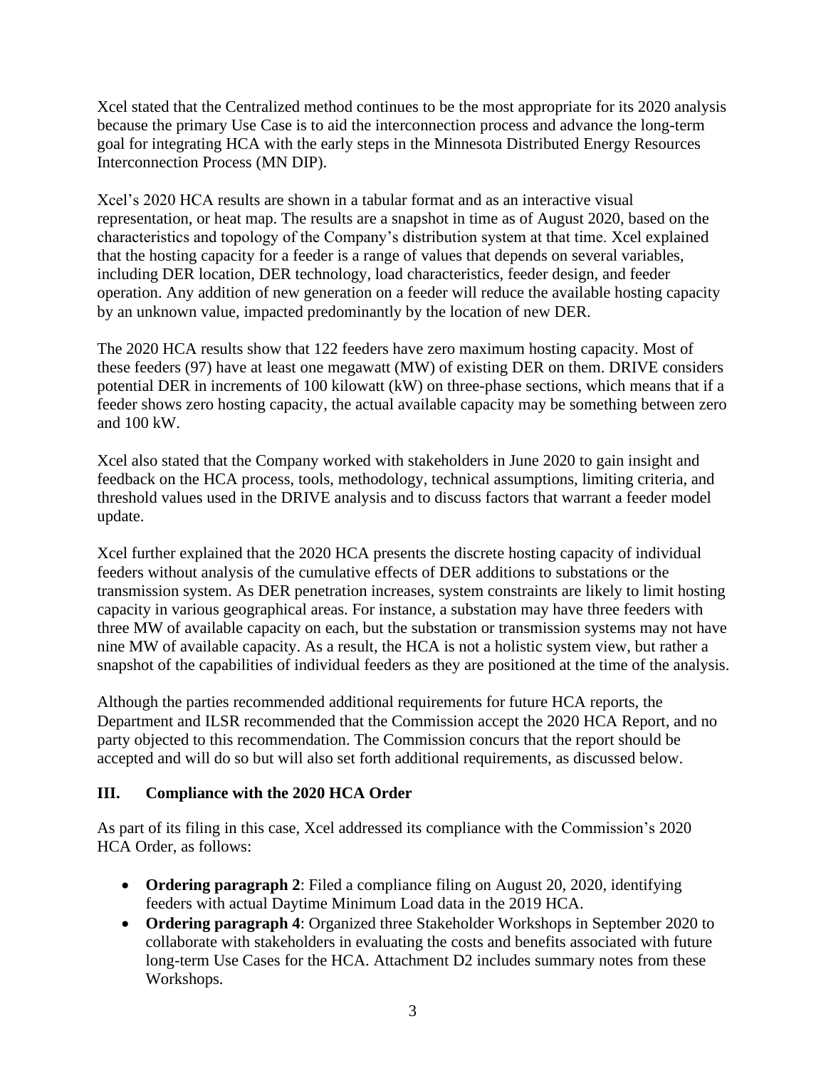Xcel stated that the Centralized method continues to be the most appropriate for its 2020 analysis because the primary Use Case is to aid the interconnection process and advance the long-term goal for integrating HCA with the early steps in the Minnesota Distributed Energy Resources Interconnection Process (MN DIP).

Xcel's 2020 HCA results are shown in a tabular format and as an interactive visual representation, or heat map. The results are a snapshot in time as of August 2020, based on the characteristics and topology of the Company's distribution system at that time. Xcel explained that the hosting capacity for a feeder is a range of values that depends on several variables, including DER location, DER technology, load characteristics, feeder design, and feeder operation. Any addition of new generation on a feeder will reduce the available hosting capacity by an unknown value, impacted predominantly by the location of new DER.

The 2020 HCA results show that 122 feeders have zero maximum hosting capacity. Most of these feeders (97) have at least one megawatt (MW) of existing DER on them. DRIVE considers potential DER in increments of 100 kilowatt (kW) on three-phase sections, which means that if a feeder shows zero hosting capacity, the actual available capacity may be something between zero and 100 kW.

Xcel also stated that the Company worked with stakeholders in June 2020 to gain insight and feedback on the HCA process, tools, methodology, technical assumptions, limiting criteria, and threshold values used in the DRIVE analysis and to discuss factors that warrant a feeder model update.

Xcel further explained that the 2020 HCA presents the discrete hosting capacity of individual feeders without analysis of the cumulative effects of DER additions to substations or the transmission system. As DER penetration increases, system constraints are likely to limit hosting capacity in various geographical areas. For instance, a substation may have three feeders with three MW of available capacity on each, but the substation or transmission systems may not have nine MW of available capacity. As a result, the HCA is not a holistic system view, but rather a snapshot of the capabilities of individual feeders as they are positioned at the time of the analysis.

Although the parties recommended additional requirements for future HCA reports, the Department and ILSR recommended that the Commission accept the 2020 HCA Report, and no party objected to this recommendation. The Commission concurs that the report should be accepted and will do so but will also set forth additional requirements, as discussed below.

## III. Compliance with the 2020 HCA Order

As part of its filing in this case, Xcel addressed its compliance with the Commission's 2020 HCA Order, as follows:

- **Ordering paragraph 2**: Filed a compliance filing on August 20, 2020, identifying feeders with actual Daytime Minimum Load data in the 2019 HCA.
- **Ordering paragraph 4**: Organized three Stakeholder Workshops in September 2020 to collaborate with stakeholders in evaluating the costs and benefits associated with future long-term Use Cases for the HCA. Attachment D2 includes summary notes from these Workshops.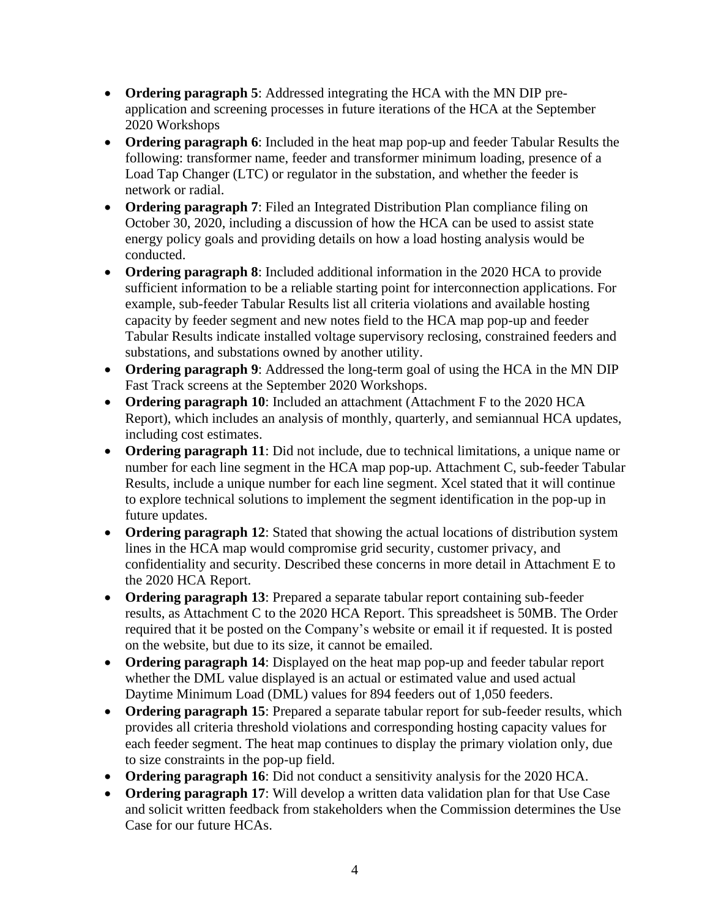- **Ordering paragraph 5**: Addressed integrating the HCA with the MN DIP pre-application and screening processes in future iterations of the HCA at the September 2020 Workshops
- **Ordering paragraph 6**: Included in the heat map pop-up and feeder Tabular Results the following: transformer name, feeder and transformer minimum loading, presence of a Load Tap Changer (LTC) or regulator in the substation, and whether the feeder is network or radial.
- **Ordering paragraph 7**: Filed an Integrated Distribution Plan compliance filing on October 30, 2020, including a discussion of how the HCA can be used to assist state energy policy goals and providing details on how a load hosting analysis would be conducted.
- **Ordering paragraph 8**: Included additional information in the 2020 HCA to provide sufficient information to be a reliable starting point for interconnection applications. For example, sub-feeder Tabular Results list all criteria violations and available hosting capacity by feeder segment and new notes field to the HCA map pop-up and feeder Tabular Results indicate installed voltage supervisory reclosing, constrained feeders and substations, and substations owned by another utility.
- **Ordering paragraph 9**: Addressed the long-term goal of using the HCA in the MN DIP Fast Track screens at the September 2020 Workshops.
- **Ordering paragraph 10**: Included an attachment (Attachment F to the 2020 HCA Report), which includes an analysis of monthly, quarterly, and semiannual HCA updates, including cost estimates.
- **Ordering paragraph 11**: Did not include, due to technical limitations, a unique name or number for each line segment in the HCA map pop-up. Attachment C, sub-feeder Tabular Results, include a unique number for each line segment. Xcel stated that it will continue to explore technical solutions to implement the segment identification in the pop-up in future updates.
- **Ordering paragraph 12**: Stated that showing the actual locations of distribution system lines in the HCA map would compromise grid security, customer privacy, and confidentiality and security. Described these concerns in more detail in Attachment E to the 2020 HCA Report.
- **Ordering paragraph 13**: Prepared a separate tabular report containing sub-feeder results, as Attachment C to the 2020 HCA Report. This spreadsheet is 50MB. The Order required that it be posted on the Company's website or email it if requested. It is posted on the website, but due to its size, it cannot be emailed.
- **Ordering paragraph 14**: Displayed on the heat map pop-up and feeder tabular report whether the DML value displayed is an actual or estimated value and used actual Daytime Minimum Load (DML) values for 894 feeders out of 1,050 feeders.
- **Ordering paragraph 15**: Prepared a separate tabular report for sub-feeder results, which provides all criteria threshold violations and corresponding hosting capacity values for each feeder segment. The heat map continues to display the primary violation only, due to size constraints in the pop-up field.
- **Ordering paragraph 16**: Did not conduct a sensitivity analysis for the 2020 HCA.
- **Ordering paragraph 17**: Will develop a written data validation plan for that Use Case and solicit written feedback from stakeholders when the Commission determines the Use Case for our future HCAs.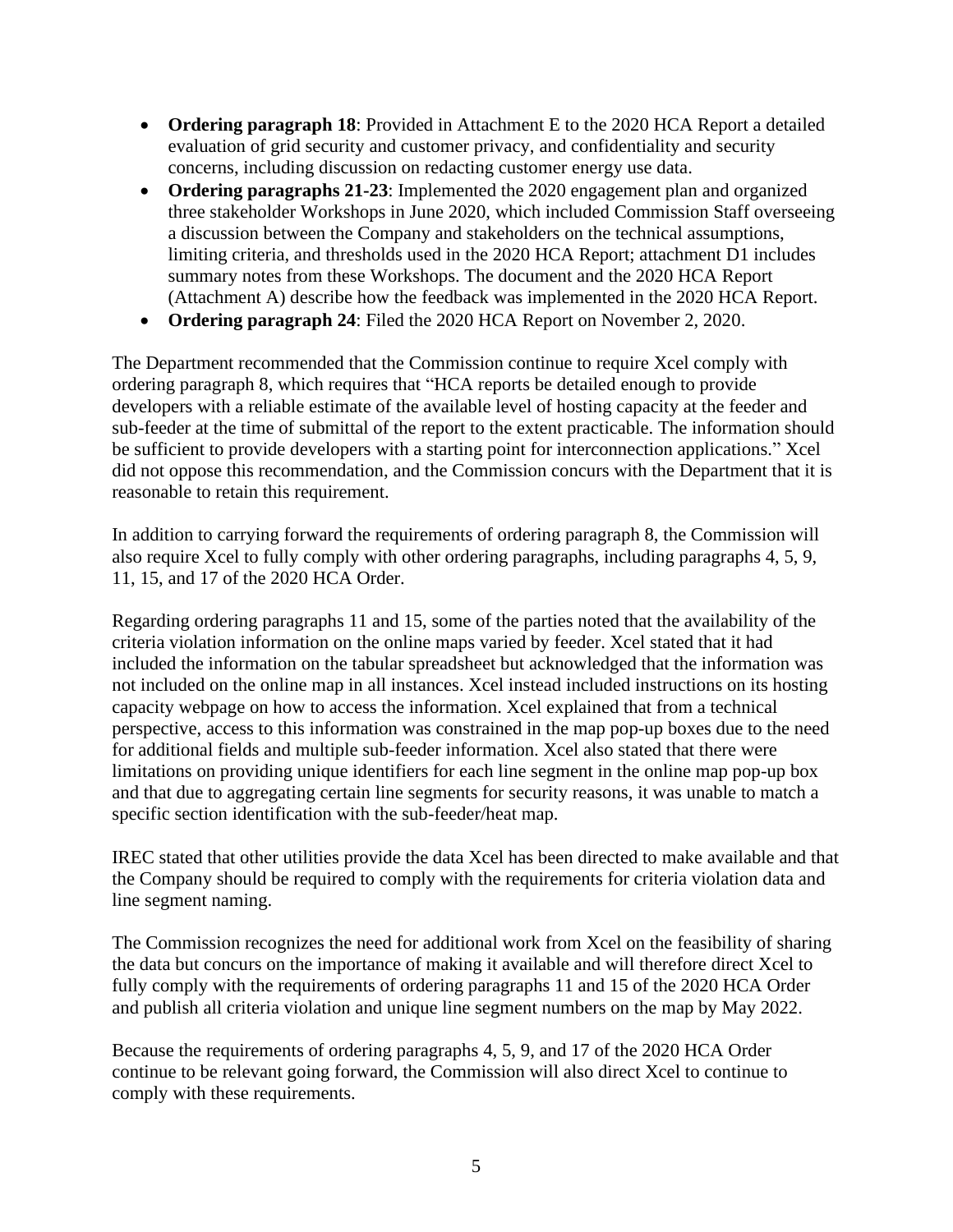- **Ordering paragraph 18**: Provided in Attachment E to the 2020 HCA Report a detailed evaluation of grid security and customer privacy, and confidentiality and security concerns, including discussion on redacting customer energy use data.
- **Ordering paragraphs 21-23**: Implemented the 2020 engagement plan and organized three stakeholder Workshops in June 2020, which included Commission Staff overseeing a discussion between the Company and stakeholders on the technical assumptions, limiting criteria, and thresholds used in the 2020 HCA Report; attachment D1 includes summary notes from these Workshops. The document and the 2020 HCA Report (Attachment A) describe how the feedback was implemented in the 2020 HCA Report.
- **Ordering paragraph 24**: Filed the 2020 HCA Report on November 2, 2020.

The Department recommended that the Commission continue to require Xcel comply with ordering paragraph 8, which requires that "HCA reports be detailed enough to provide developers with a reliable estimate of the available level of hosting capacity at the feeder and sub-feeder at the time of submittal of the report to the extent practicable. The information should be sufficient to provide developers with a starting point for interconnection applications." Xcel did not oppose this recommendation, and the Commission concurs with the Department that it is reasonable to retain this requirement.

In addition to carrying forward the requirements of ordering paragraph 8, the Commission will also require Xcel to fully comply with other ordering paragraphs, including paragraphs 4, 5, 9, 11, 15, and 17 of the 2020 HCA Order.

Regarding ordering paragraphs 11 and 15, some of the parties noted that the availability of the criteria violation information on the online maps varied by feeder. Xcel stated that it had included the information on the tabular spreadsheet but acknowledged that the information was not included on the online map in all instances. Xcel instead included instructions on its hosting capacity webpage on how to access the information. Xcel explained that from a technical perspective, access to this information was constrained in the map pop-up boxes due to the need for additional fields and multiple sub-feeder information. Xcel also stated that there were limitations on providing unique identifiers for each line segment in the online map pop-up box and that due to aggregating certain line segments for security reasons, it was unable to match a specific section identification with the sub-feeder/heat map.

IREC stated that other utilities provide the data Xcel has been directed to make available and that the Company should be required to comply with the requirements for criteria violation data and line segment naming.

The Commission recognizes the need for additional work from Xcel on the feasibility of sharing the data but concurs on the importance of making it available and will therefore direct Xcel to fully comply with the requirements of ordering paragraphs 11 and 15 of the 2020 HCA Order and publish all criteria violation and unique line segment numbers on the map by May 2022.

Because the requirements of ordering paragraphs 4, 5, 9, and 17 of the 2020 HCA Order continue to be relevant going forward, the Commission will also direct Xcel to continue to comply with these requirements.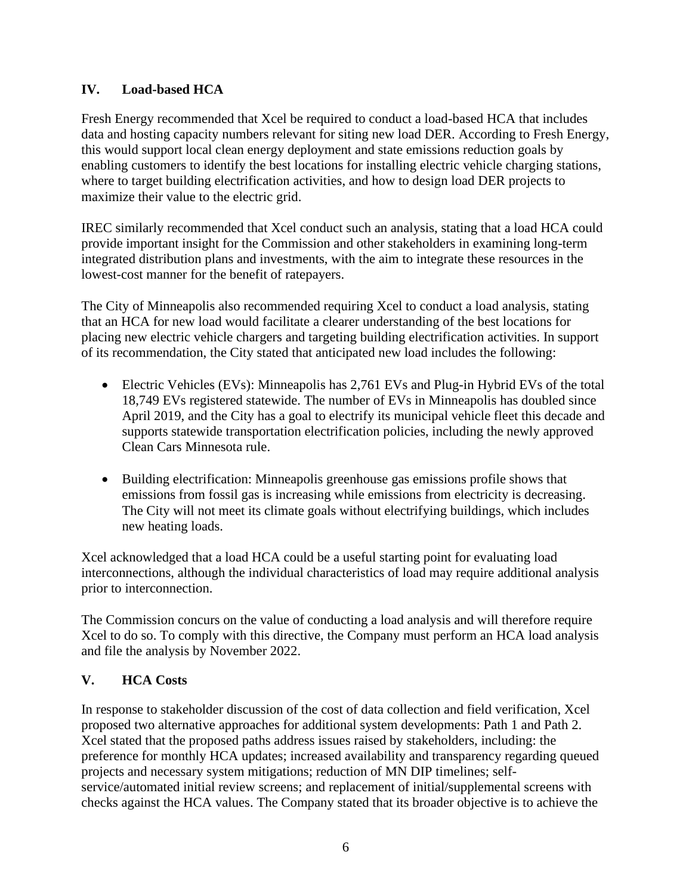## IV. Load-based HCA

Fresh Energy recommended that Xcel be required to conduct a load-based HCA that includes data and hosting capacity numbers relevant for siting new load DER. According to Fresh Energy, this would support local clean energy deployment and state emissions reduction goals by enabling customers to identify the best locations for installing electric vehicle charging stations, where to target building electrification activities, and how to design load DER projects to maximize their value to the electric grid.

IREC similarly recommended that Xcel conduct such an analysis, stating that a load HCA could provide important insight for the Commission and other stakeholders in examining long-term integrated distribution plans and investments, with the aim to integrate these resources in the lowest-cost manner for the benefit of ratepayers.

The City of Minneapolis also recommended requiring Xcel to conduct a load analysis, stating that an HCA for new load would facilitate a clearer understanding of the best locations for placing new electric vehicle chargers and targeting building electrification activities. In support of its recommendation, the City stated that anticipated new load includes the following:

- Electric Vehicles (EVs): Minneapolis has 2,761 EVs and Plug-in Hybrid EVs of the total 18,749 EVs registered statewide. The number of EVs in Minneapolis has doubled since April 2019, and the City has a goal to electrify its municipal vehicle fleet this decade and supports statewide transportation electrification policies, including the newly approved Clean Cars Minnesota rule.

- Building electrification: Minneapolis greenhouse gas emissions profile shows that emissions from fossil gas is increasing while emissions from electricity is decreasing. The City will not meet its climate goals without electrifying buildings, which includes new heating loads.

Xcel acknowledged that a load HCA could be a useful starting point for evaluating load interconnections, although the individual characteristics of load may require additional analysis prior to interconnection.

The Commission concurs on the value of conducting a load analysis and will therefore require Xcel to do so. To comply with this directive, the Company must perform an HCA load analysis and file the analysis by November 2022.

## V. HCA Costs

In response to stakeholder discussion of the cost of data collection and field verification, Xcel proposed two alternative approaches for additional system developments: Path 1 and Path 2. Xcel stated that the proposed paths address issues raised by stakeholders, including: the preference for monthly HCA updates; increased availability and transparency regarding queued projects and necessary system mitigations; reduction of MN DIP timelines; self-service/automated initial review screens; and replacement of initial/supplemental screens with checks against the HCA values. The Company stated that its broader objective is to achieve the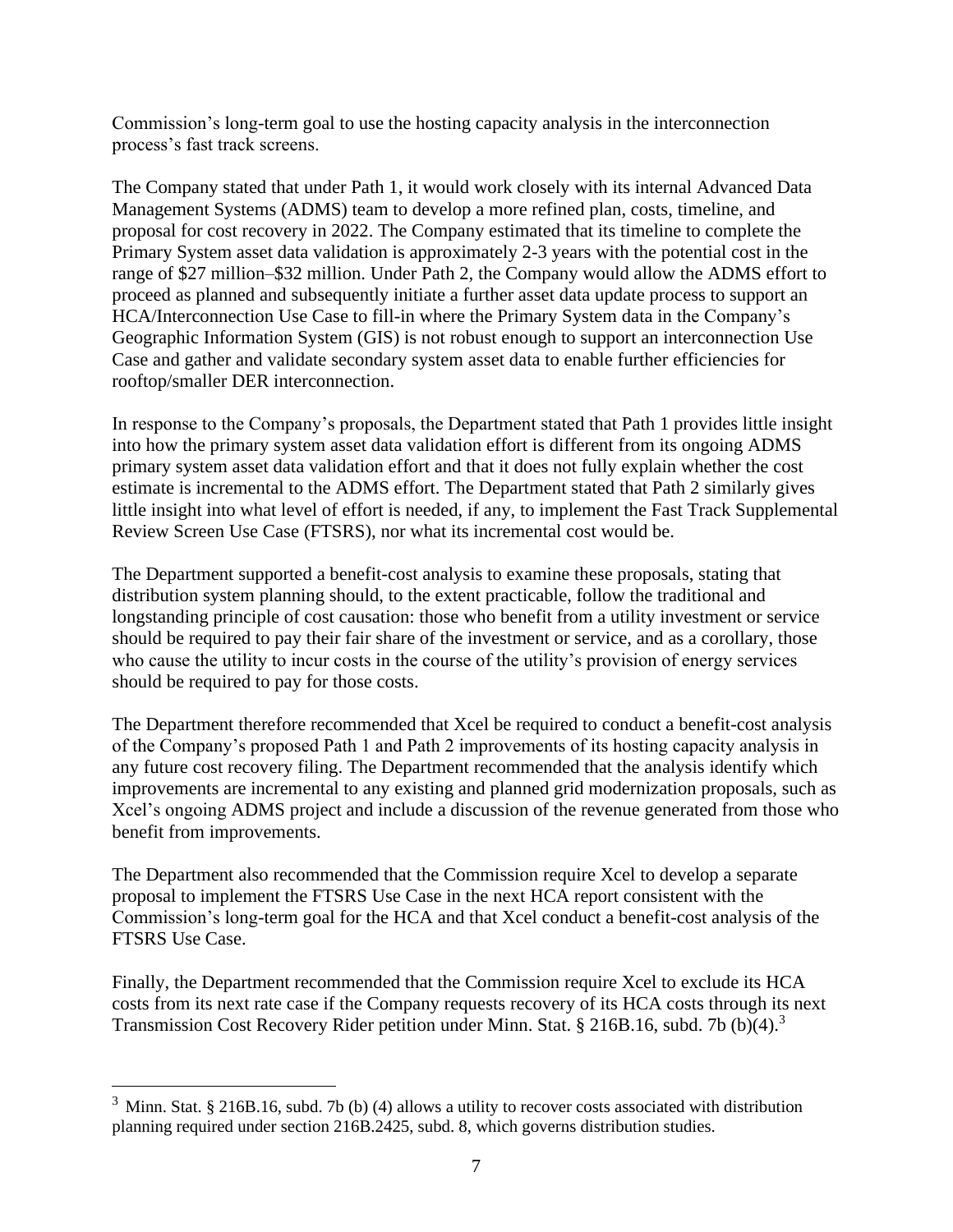Commission's long-term goal to use the hosting capacity analysis in the interconnection process's fast track screens.

The Company stated that under Path 1, it would work closely with its internal Advanced Data Management Systems (ADMS) team to develop a more refined plan, costs, timeline, and proposal for cost recovery in 2022. The Company estimated that its timeline to complete the Primary System asset data validation is approximately 2-3 years with the potential cost in the range of $27 million–$32 million. Under Path 2, the Company would allow the ADMS effort to proceed as planned and subsequently initiate a further asset data update process to support an HCA/Interconnection Use Case to fill-in where the Primary System data in the Company's Geographic Information System (GIS) is not robust enough to support an interconnection Use Case and gather and validate secondary system asset data to enable further efficiencies for rooftop/smaller DER interconnection.

In response to the Company's proposals, the Department stated that Path 1 provides little insight into how the primary system asset data validation effort is different from its ongoing ADMS primary system asset data validation effort and that it does not fully explain whether the cost estimate is incremental to the ADMS effort. The Department stated that Path 2 similarly gives little insight into what level of effort is needed, if any, to implement the Fast Track Supplemental Review Screen Use Case (FTSRS), nor what its incremental cost would be.

The Department supported a benefit-cost analysis to examine these proposals, stating that distribution system planning should, to the extent practicable, follow the traditional and longstanding principle of cost causation: those who benefit from a utility investment or service should be required to pay their fair share of the investment or service, and as a corollary, those who cause the utility to incur costs in the course of the utility's provision of energy services should be required to pay for those costs.

The Department therefore recommended that Xcel be required to conduct a benefit-cost analysis of the Company's proposed Path 1 and Path 2 improvements of its hosting capacity analysis in any future cost recovery filing. The Department recommended that the analysis identify which improvements are incremental to any existing and planned grid modernization proposals, such as Xcel's ongoing ADMS project and include a discussion of the revenue generated from those who benefit from improvements.

The Department also recommended that the Commission require Xcel to develop a separate proposal to implement the FTSRS Use Case in the next HCA report consistent with the Commission's long-term goal for the HCA and that Xcel conduct a benefit-cost analysis of the FTSRS Use Case.

Finally, the Department recommended that the Commission require Xcel to exclude its HCA costs from its next rate case if the Company requests recovery of its HCA costs through its next Transmission Cost Recovery Rider petition under Minn. Stat. § 216B.16, subd. 7b (b)(4).[3]

[3] Minn. Stat. § 216B.16, subd. 7b (b) (4) allows a utility to recover costs associated with distribution planning required under section 216B.2425, subd. 8, which governs distribution studies.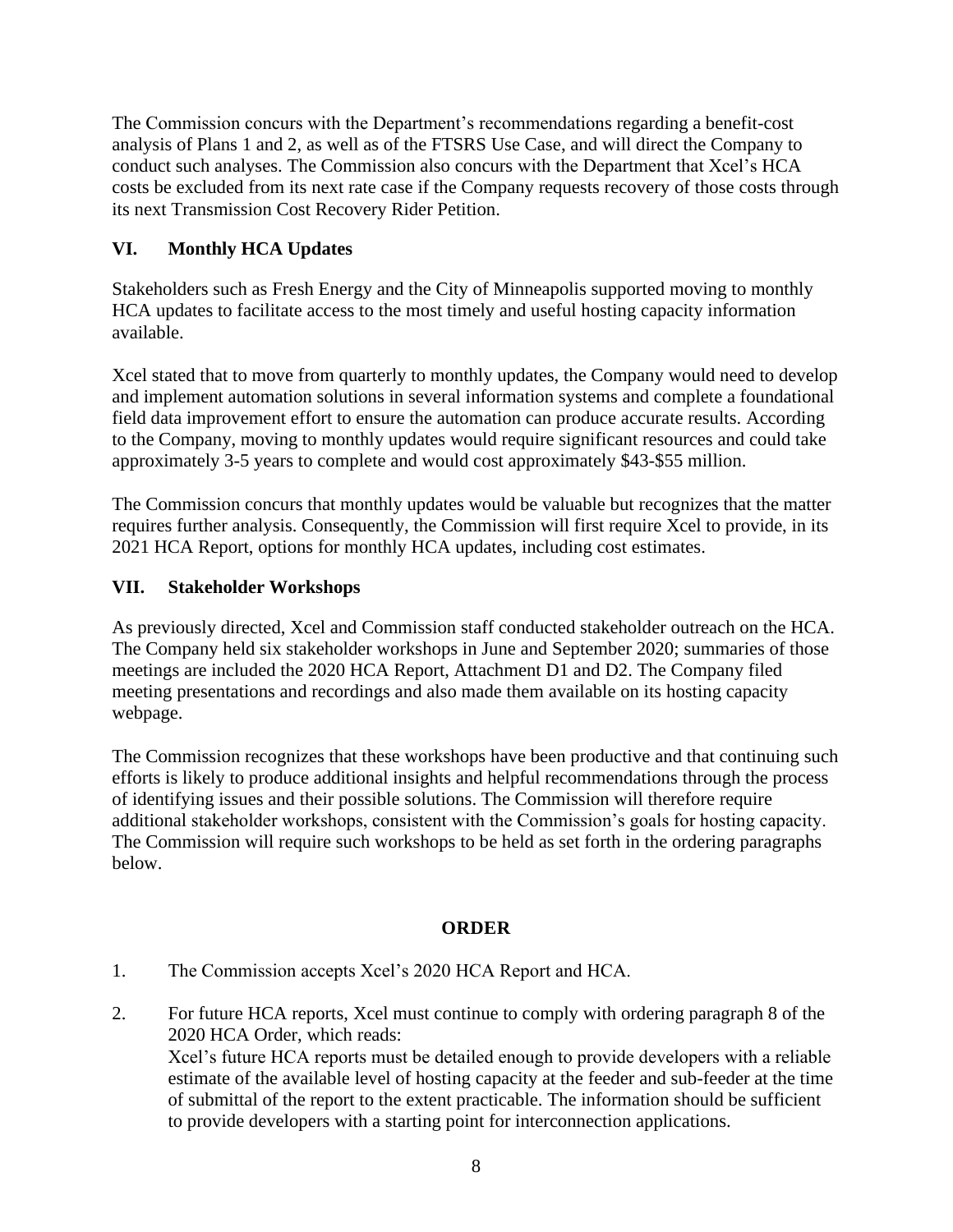The Commission concurs with the Department's recommendations regarding a benefit-cost analysis of Plans 1 and 2, as well as of the FTSRS Use Case, and will direct the Company to conduct such analyses. The Commission also concurs with the Department that Xcel's HCA costs be excluded from its next rate case if the Company requests recovery of those costs through its next Transmission Cost Recovery Rider Petition.

## VI. Monthly HCA Updates

Stakeholders such as Fresh Energy and the City of Minneapolis supported moving to monthly HCA updates to facilitate access to the most timely and useful hosting capacity information available.

Xcel stated that to move from quarterly to monthly updates, the Company would need to develop and implement automation solutions in several information systems and complete a foundational field data improvement effort to ensure the automation can produce accurate results. According to the Company, moving to monthly updates would require significant resources and could take approximately 3-5 years to complete and would cost approximately $43-$55 million.

The Commission concurs that monthly updates would be valuable but recognizes that the matter requires further analysis. Consequently, the Commission will first require Xcel to provide, in its 2021 HCA Report, options for monthly HCA updates, including cost estimates.

## VII. Stakeholder Workshops

As previously directed, Xcel and Commission staff conducted stakeholder outreach on the HCA. The Company held six stakeholder workshops in June and September 2020; summaries of those meetings are included the 2020 HCA Report, Attachment D1 and D2. The Company filed meeting presentations and recordings and also made them available on its hosting capacity webpage.

The Commission recognizes that these workshops have been productive and that continuing such efforts is likely to produce additional insights and helpful recommendations through the process of identifying issues and their possible solutions. The Commission will therefore require additional stakeholder workshops, consistent with the Commission's goals for hosting capacity. The Commission will require such workshops to be held as set forth in the ordering paragraphs below.

## ORDER

1. The Commission accepts Xcel's 2020 HCA Report and HCA.

2. For future HCA reports, Xcel must continue to comply with ordering paragraph 8 of the 2020 HCA Order, which reads:
   Xcel's future HCA reports must be detailed enough to provide developers with a reliable estimate of the available level of hosting capacity at the feeder and sub-feeder at the time of submittal of the report to the extent practicable. The information should be sufficient to provide developers with a starting point for interconnection applications.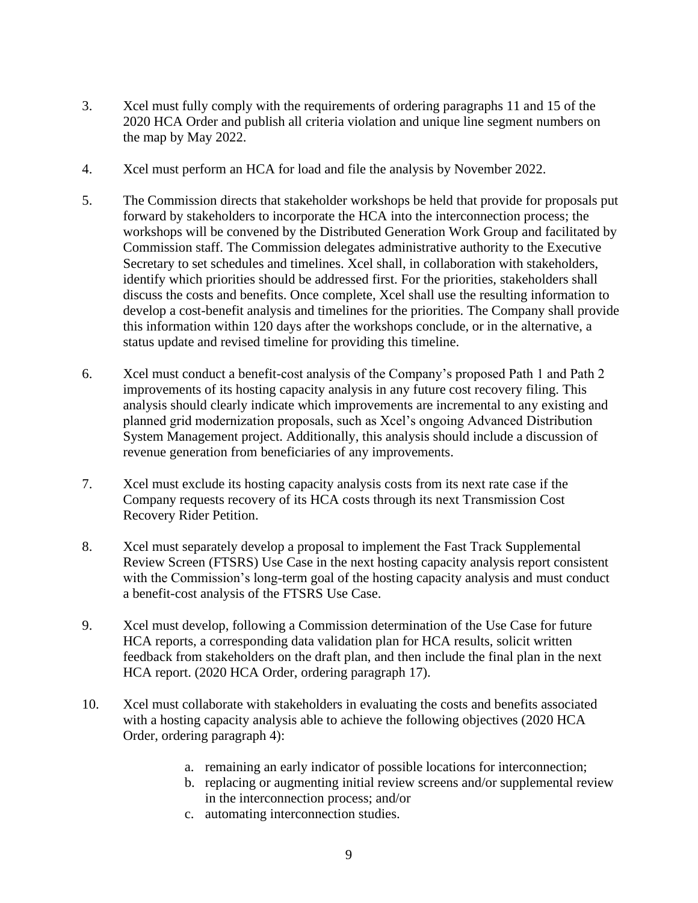3. Xcel must fully comply with the requirements of ordering paragraphs 11 and 15 of the 2020 HCA Order and publish all criteria violation and unique line segment numbers on the map by May 2022.

4. Xcel must perform an HCA for load and file the analysis by November 2022.

5. The Commission directs that stakeholder workshops be held that provide for proposals put forward by stakeholders to incorporate the HCA into the interconnection process; the workshops will be convened by the Distributed Generation Work Group and facilitated by Commission staff. The Commission delegates administrative authority to the Executive Secretary to set schedules and timelines. Xcel shall, in collaboration with stakeholders, identify which priorities should be addressed first. For the priorities, stakeholders shall discuss the costs and benefits. Once complete, Xcel shall use the resulting information to develop a cost-benefit analysis and timelines for the priorities. The Company shall provide this information within 120 days after the workshops conclude, or in the alternative, a status update and revised timeline for providing this timeline.

6. Xcel must conduct a benefit-cost analysis of the Company's proposed Path 1 and Path 2 improvements of its hosting capacity analysis in any future cost recovery filing. This analysis should clearly indicate which improvements are incremental to any existing and planned grid modernization proposals, such as Xcel's ongoing Advanced Distribution System Management project. Additionally, this analysis should include a discussion of revenue generation from beneficiaries of any improvements.

7. Xcel must exclude its hosting capacity analysis costs from its next rate case if the Company requests recovery of its HCA costs through its next Transmission Cost Recovery Rider Petition.

8. Xcel must separately develop a proposal to implement the Fast Track Supplemental Review Screen (FTSRS) Use Case in the next hosting capacity analysis report consistent with the Commission's long-term goal of the hosting capacity analysis and must conduct a benefit-cost analysis of the FTSRS Use Case.

9. Xcel must develop, following a Commission determination of the Use Case for future HCA reports, a corresponding data validation plan for HCA results, solicit written feedback from stakeholders on the draft plan, and then include the final plan in the next HCA report. (2020 HCA Order, ordering paragraph 17).

10. Xcel must collaborate with stakeholders in evaluating the costs and benefits associated with a hosting capacity analysis able to achieve the following objectives (2020 HCA Order, ordering paragraph 4):

    a. remaining an early indicator of possible locations for interconnection;
    b. replacing or augmenting initial review screens and/or supplemental review in the interconnection process; and/or
    c. automating interconnection studies.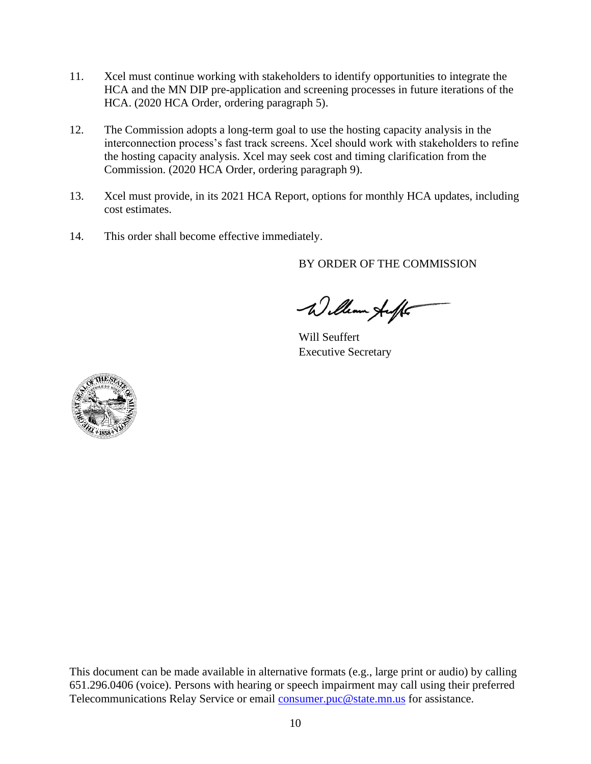11. Xcel must continue working with stakeholders to identify opportunities to integrate the HCA and the MN DIP pre-application and screening processes in future iterations of the HCA. (2020 HCA Order, ordering paragraph 5).

12. The Commission adopts a long-term goal to use the hosting capacity analysis in the interconnection process's fast track screens. Xcel should work with stakeholders to refine the hosting capacity analysis. Xcel may seek cost and timing clarification from the Commission. (2020 HCA Order, ordering paragraph 9).

13. Xcel must provide, in its 2021 HCA Report, options for monthly HCA updates, including cost estimates.

14. This order shall become effective immediately.

BY ORDER OF THE COMMISSION

Will Seuffert
Executive Secretary

This document can be made available in alternative formats (e.g., large print or audio) by calling 651.296.0406 (voice). Persons with hearing or speech impairment may call using their preferred Telecommunications Relay Service or email consumer.puc@state.mn.us for assistance.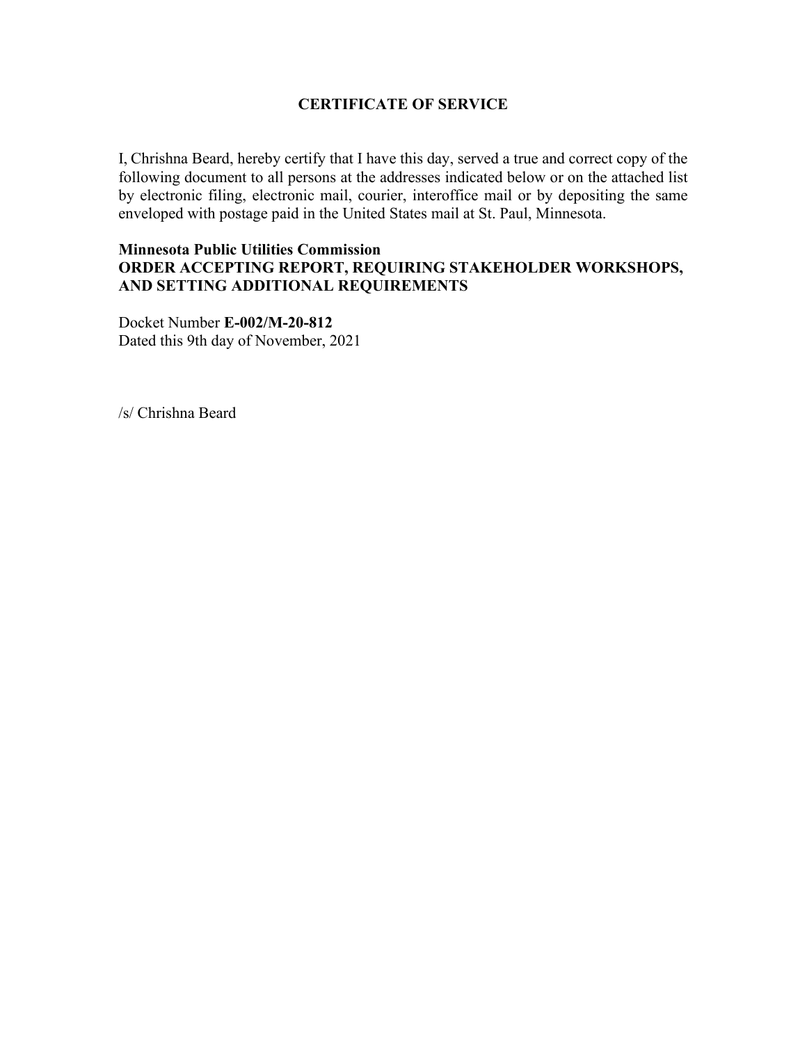# CERTIFICATE OF SERVICE

I, Chrishna Beard, hereby certify that I have this day, served a true and correct copy of the following document to all persons at the addresses indicated below or on the attached list by electronic filing, electronic mail, courier, interoffice mail or by depositing the same enveloped with postage paid in the United States mail at St. Paul, Minnesota.

**Minnesota Public Utilities Commission**
**ORDER ACCEPTING REPORT, REQUIRING STAKEHOLDER WORKSHOPS, AND SETTING ADDITIONAL REQUIREMENTS**

Docket Number **E-002/M-20-812**
Dated this 9th day of November, 2021

/s/ Chrishna Beard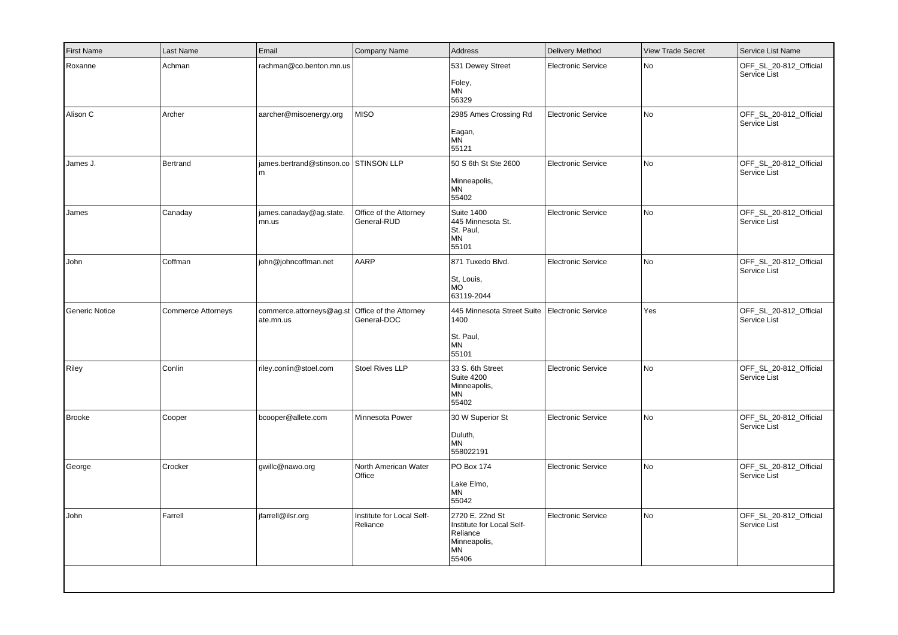| First Name | Last Name | Email | Company Name | Address | Delivery Method | View Trade Secret | Service List Name |
|---|---|---|---|---|---|---|---|
| Roxanne | Achman | rachman@co.benton.mn.us | | 531 Dewey Street<br><br>Foley,<br>MN<br>56329 | Electronic Service | No | OFF_SL_20-812_Official Service List |
| Alison C | Archer | aarcher@misoenergy.org | MISO | 2985 Ames Crossing Rd<br><br>Eagan,<br>MN<br>55121 | Electronic Service | No | OFF_SL_20-812_Official Service List |
| James J. | Bertrand | james.bertrand@stinson.com | STINSON LLP | 50 S 6th St Ste 2600<br><br>Minneapolis,<br>MN<br>55402 | Electronic Service | No | OFF_SL_20-812_Official Service List |
| James | Canaday | james.canaday@ag.state.mn.us | Office of the Attorney General-RUD | Suite 1400<br>445 Minnesota St.<br>St. Paul,<br>MN<br>55101 | Electronic Service | No | OFF_SL_20-812_Official Service List |
| John | Coffman | john@johncoffman.net | AARP | 871 Tuxedo Blvd.<br><br>St, Louis,<br>MO<br>63119-2044 | Electronic Service | No | OFF_SL_20-812_Official Service List |
| Generic Notice | Commerce Attorneys | commerce.attorneys@ag.state.mn.us | Office of the Attorney General-DOC | 445 Minnesota Street Suite 1400<br><br>St. Paul,<br>MN<br>55101 | Electronic Service | Yes | OFF_SL_20-812_Official Service List |
| Riley | Conlin | riley.conlin@stoel.com | Stoel Rives LLP | 33 S. 6th Street<br>Suite 4200<br>Minneapolis,<br>MN<br>55402 | Electronic Service | No | OFF_SL_20-812_Official Service List |
| Brooke | Cooper | bcooper@allete.com | Minnesota Power | 30 W Superior St<br><br>Duluth,<br>MN<br>558022191 | Electronic Service | No | OFF_SL_20-812_Official Service List |
| George | Crocker | gwillc@nawo.org | North American Water Office | PO Box 174<br><br>Lake Elmo,<br>MN<br>55042 | Electronic Service | No | OFF_SL_20-812_Official Service List |
| John | Farrell | jfarrell@ilsr.org | Institute for Local Self-Reliance | 2720 E. 22nd St<br>Institute for Local Self-Reliance<br>Minneapolis,<br>MN<br>55406 | Electronic Service | No | OFF_SL_20-812_Official Service List |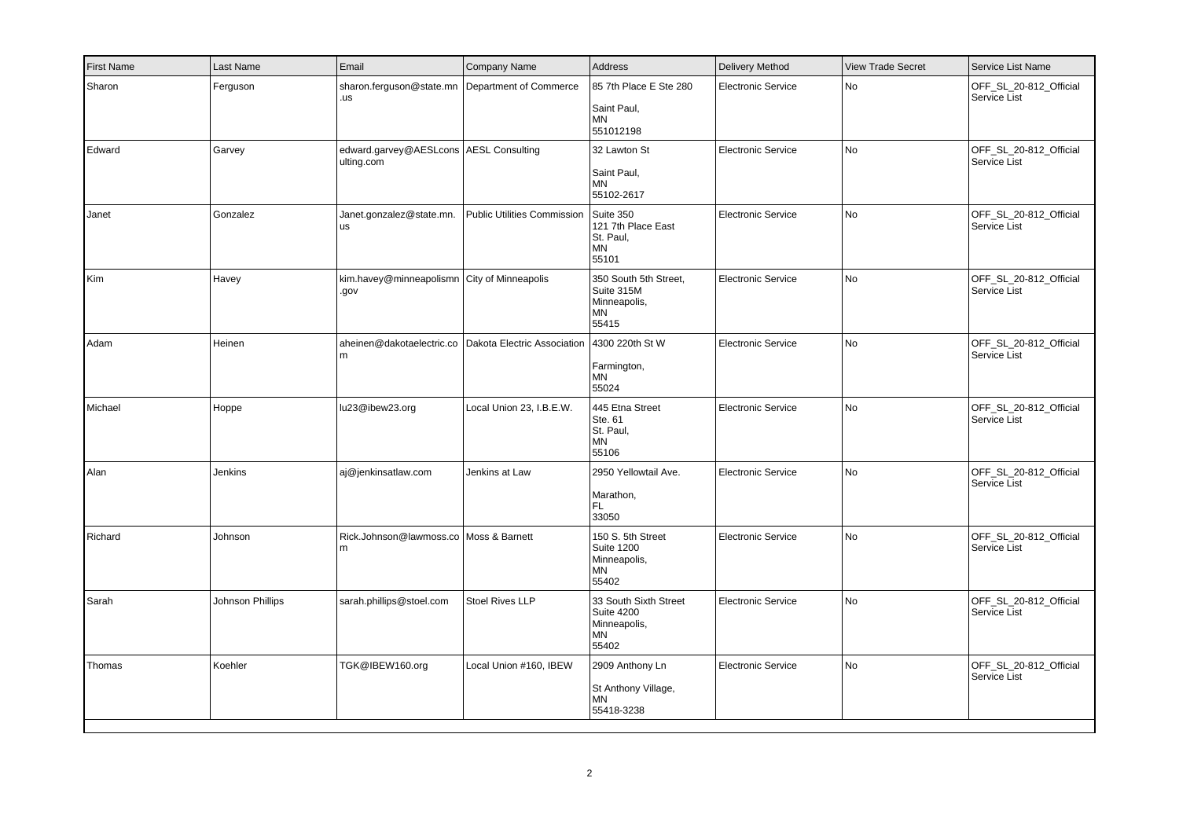| First Name | Last Name | Email | Company Name | Address | Delivery Method | View Trade Secret | Service List Name |
|---|---|---|---|---|---|---|---|
| Sharon | Ferguson | sharon.ferguson@state.mn.us | Department of Commerce | 85 7th Place E Ste 280<br><br>Saint Paul,<br>MN<br>551012198 | Electronic Service | No | OFF_SL_20-812_Official Service List |
| Edward | Garvey | edward.garvey@AESLconsulting.com | AESL Consulting | 32 Lawton St<br><br>Saint Paul,<br>MN<br>55102-2617 | Electronic Service | No | OFF_SL_20-812_Official Service List |
| Janet | Gonzalez | Janet.gonzalez@state.mn.us | Public Utilities Commission | Suite 350<br>121 7th Place East<br>St. Paul,<br>MN<br>55101 | Electronic Service | No | OFF_SL_20-812_Official Service List |
| Kim | Havey | kim.havey@minneapolismn.gov | City of Minneapolis | 350 South 5th Street, Suite 315M<br>Minneapolis,<br>MN<br>55415 | Electronic Service | No | OFF_SL_20-812_Official Service List |
| Adam | Heinen | aheinen@dakotaelectric.com | Dakota Electric Association | 4300 220th St W<br><br>Farmington,<br>MN<br>55024 | Electronic Service | No | OFF_SL_20-812_Official Service List |
| Michael | Hoppe | lu23@ibew23.org | Local Union 23, I.B.E.W. | 445 Etna Street<br>Ste. 61<br>St. Paul,<br>MN<br>55106 | Electronic Service | No | OFF_SL_20-812_Official Service List |
| Alan | Jenkins | aj@jenkinsatlaw.com | Jenkins at Law | 2950 Yellowtail Ave.<br><br>Marathon,<br>FL<br>33050 | Electronic Service | No | OFF_SL_20-812_Official Service List |
| Richard | Johnson | Rick.Johnson@lawmoss.com | Moss & Barnett | 150 S. 5th Street<br>Suite 1200<br>Minneapolis,<br>MN<br>55402 | Electronic Service | No | OFF_SL_20-812_Official Service List |
| Sarah | Johnson Phillips | sarah.phillips@stoel.com | Stoel Rives LLP | 33 South Sixth Street<br>Suite 4200<br>Minneapolis,<br>MN<br>55402 | Electronic Service | No | OFF_SL_20-812_Official Service List |
| Thomas | Koehler | TGK@IBEW160.org | Local Union #160, IBEW | 2909 Anthony Ln<br><br>St Anthony Village,<br>MN<br>55418-3238 | Electronic Service | No | OFF_SL_20-812_Official Service List |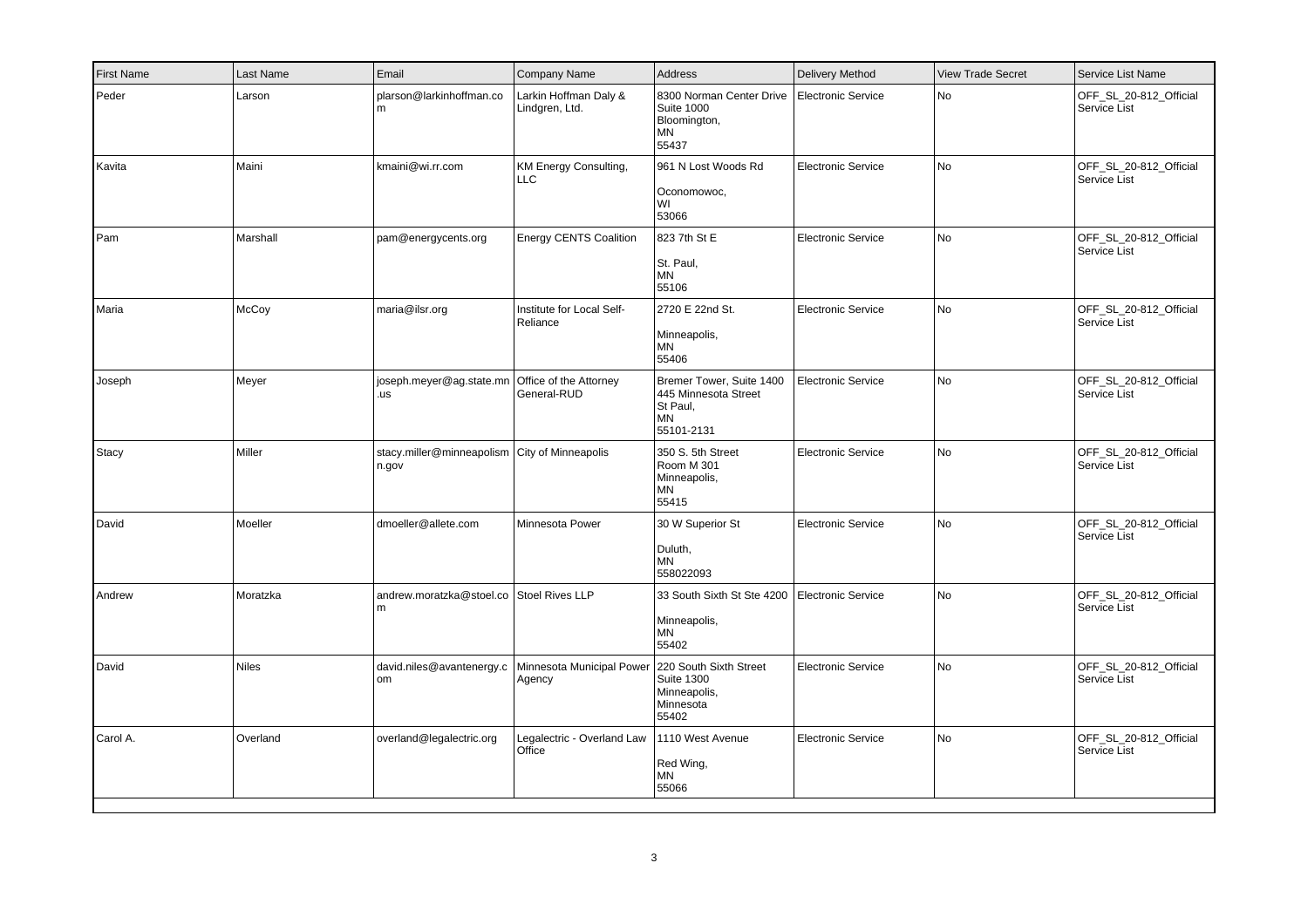| First Name | Last Name | Email | Company Name | Address | Delivery Method | View Trade Secret | Service List Name |
|---|---|---|---|---|---|---|---|
| Peder | Larson | plarson@larkinhoffman.com | Larkin Hoffman Daly & Lindgren, Ltd. | 8300 Norman Center Drive Suite 1000 Bloomington, MN 55437 | Electronic Service | No | OFF_SL_20-812_Official Service List |
| Kavita | Maini | kmaini@wi.rr.com | KM Energy Consulting, LLC | 961 N Lost Woods Rd Oconomowoc, WI 53066 | Electronic Service | No | OFF_SL_20-812_Official Service List |
| Pam | Marshall | pam@energycents.org | Energy CENTS Coalition | 823 7th St E St. Paul, MN 55106 | Electronic Service | No | OFF_SL_20-812_Official Service List |
| Maria | McCoy | maria@ilsr.org | Institute for Local Self-Reliance | 2720 E 22nd St. Minneapolis, MN 55406 | Electronic Service | No | OFF_SL_20-812_Official Service List |
| Joseph | Meyer | joseph.meyer@ag.state.mn.us | Office of the Attorney General-RUD | Bremer Tower, Suite 1400 445 Minnesota Street St Paul, MN 55101-2131 | Electronic Service | No | OFF_SL_20-812_Official Service List |
| Stacy | Miller | stacy.miller@minneapolismn.gov | City of Minneapolis | 350 S. 5th Street Room M 301 Minneapolis, MN 55415 | Electronic Service | No | OFF_SL_20-812_Official Service List |
| David | Moeller | dmoeller@allete.com | Minnesota Power | 30 W Superior St Duluth, MN 558022093 | Electronic Service | No | OFF_SL_20-812_Official Service List |
| Andrew | Moratzka | andrew.moratzka@stoel.com | Stoel Rives LLP | 33 South Sixth St Ste 4200 Minneapolis, MN 55402 | Electronic Service | No | OFF_SL_20-812_Official Service List |
| David | Niles | david.niles@avantenergy.com | Minnesota Municipal Power Agency | 220 South Sixth Street Suite 1300 Minneapolis, Minnesota 55402 | Electronic Service | No | OFF_SL_20-812_Official Service List |
| Carol A. | Overland | overland@legalectric.org | Legalectric - Overland Law Office | 1110 West Avenue Red Wing, MN 55066 | Electronic Service | No | OFF_SL_20-812_Official Service List |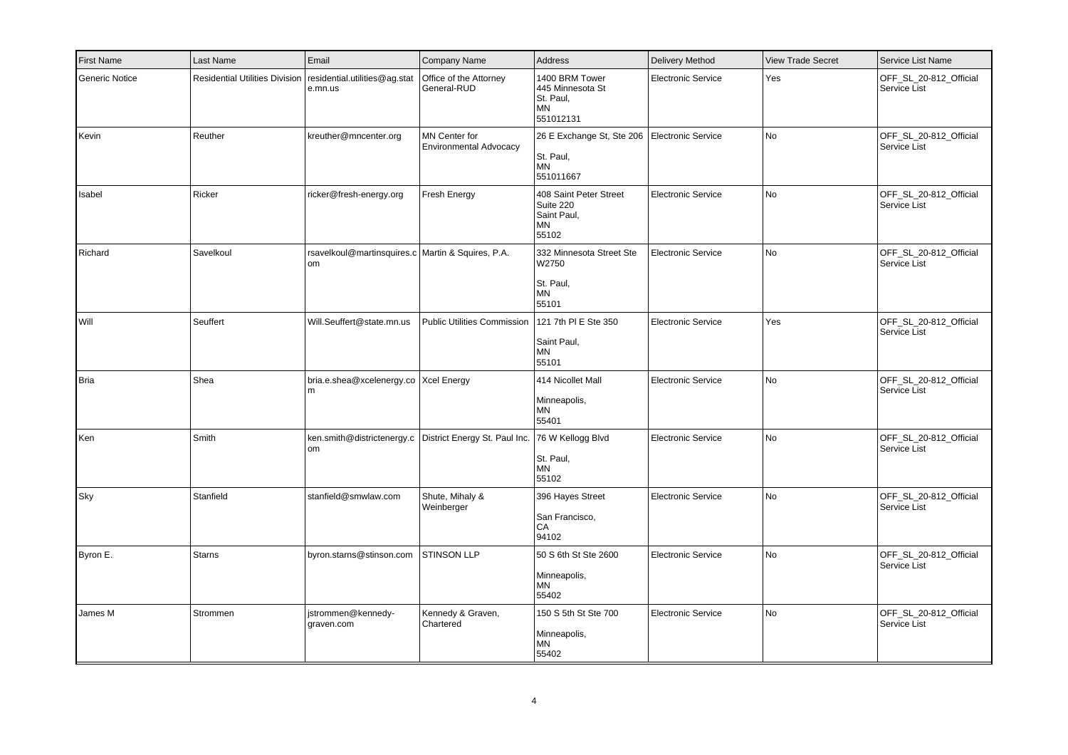| First Name | Last Name | Email | Company Name | Address | Delivery Method | View Trade Secret | Service List Name |
|---|---|---|---|---|---|---|---|
| Generic Notice | Residential Utilities Division | residential.utilities@ag.state.mn.us | Office of the Attorney General-RUD | 1400 BRM Tower 445 Minnesota St St. Paul, MN 551012131 | Electronic Service | Yes | OFF_SL_20-812_Official Service List |
| Kevin | Reuther | kreuther@mncenter.org | MN Center for Environmental Advocacy | 26 E Exchange St, Ste 206 St. Paul, MN 551011667 | Electronic Service | No | OFF_SL_20-812_Official Service List |
| Isabel | Ricker | ricker@fresh-energy.org | Fresh Energy | 408 Saint Peter Street Suite 220 Saint Paul, MN 55102 | Electronic Service | No | OFF_SL_20-812_Official Service List |
| Richard | Savelkoul | rsavelkoul@martinsquires.com | Martin & Squires, P.A. | 332 Minnesota Street Ste W2750 St. Paul, MN 55101 | Electronic Service | No | OFF_SL_20-812_Official Service List |
| Will | Seuffert | Will.Seuffert@state.mn.us | Public Utilities Commission | 121 7th Pl E Ste 350 Saint Paul, MN 55101 | Electronic Service | Yes | OFF_SL_20-812_Official Service List |
| Bria | Shea | bria.e.shea@xcelenergy.com | Xcel Energy | 414 Nicollet Mall Minneapolis, MN 55401 | Electronic Service | No | OFF_SL_20-812_Official Service List |
| Ken | Smith | ken.smith@districtenergy.com | District Energy St. Paul Inc. | 76 W Kellogg Blvd St. Paul, MN 55102 | Electronic Service | No | OFF_SL_20-812_Official Service List |
| Sky | Stanfield | stanfield@smwlaw.com | Shute, Mihaly & Weinberger | 396 Hayes Street San Francisco, CA 94102 | Electronic Service | No | OFF_SL_20-812_Official Service List |
| Byron E. | Starns | byron.starns@stinson.com | STINSON LLP | 50 S 6th St Ste 2600 Minneapolis, MN 55402 | Electronic Service | No | OFF_SL_20-812_Official Service List |
| James M | Strommen | jstrommen@kennedy-graven.com | Kennedy & Graven, Chartered | 150 S 5th St Ste 700 Minneapolis, MN 55402 | Electronic Service | No | OFF_SL_20-812_Official Service List |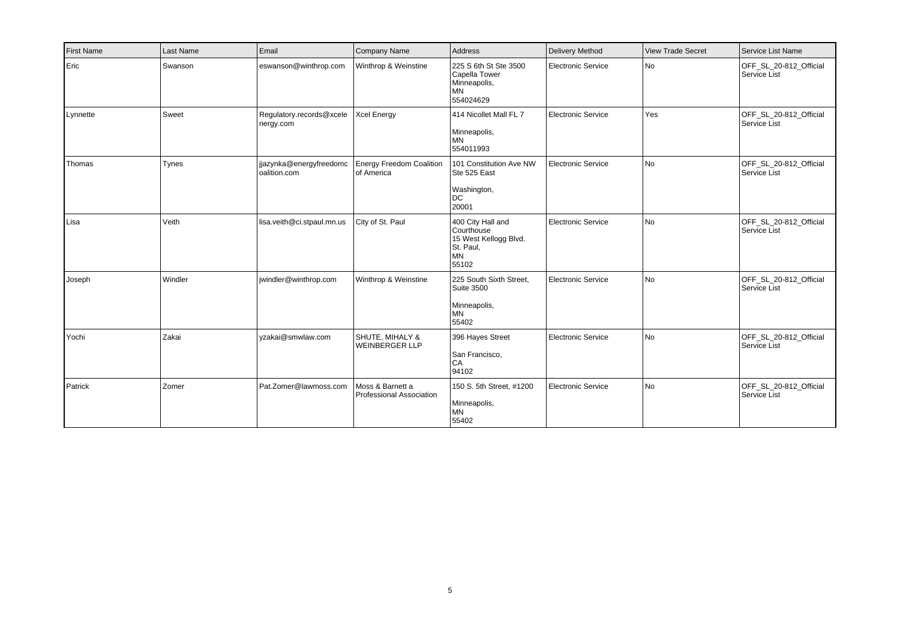| First Name | Last Name | Email | Company Name | Address | Delivery Method | View Trade Secret | Service List Name |
|---|---|---|---|---|---|---|---|
| Eric | Swanson | eswanson@winthrop.com | Winthrop & Weinstine | 225 S 6th St Ste 3500 Capella Tower Minneapolis, MN 554024629 | Electronic Service | No | OFF_SL_20-812_Official Service List |
| Lynnette | Sweet | Regulatory.records@xcelenergy.com | Xcel Energy | 414 Nicollet Mall FL 7 Minneapolis, MN 554011993 | Electronic Service | Yes | OFF_SL_20-812_Official Service List |
| Thomas | Tynes | jjazynka@energyfreedomcoalition.com | Energy Freedom Coalition of America | 101 Constitution Ave NW Ste 525 East Washington, DC 20001 | Electronic Service | No | OFF_SL_20-812_Official Service List |
| Lisa | Veith | lisa.veith@ci.stpaul.mn.us | City of St. Paul | 400 City Hall and Courthouse 15 West Kellogg Blvd. St. Paul, MN 55102 | Electronic Service | No | OFF_SL_20-812_Official Service List |
| Joseph | Windler | jwindler@winthrop.com | Winthrop & Weinstine | 225 South Sixth Street, Suite 3500 Minneapolis, MN 55402 | Electronic Service | No | OFF_SL_20-812_Official Service List |
| Yochi | Zakai | yzakai@smwlaw.com | SHUTE, MIHALY & WEINBERGER LLP | 396 Hayes Street San Francisco, CA 94102 | Electronic Service | No | OFF_SL_20-812_Official Service List |
| Patrick | Zomer | Pat.Zomer@lawmoss.com | Moss & Barnett a Professional Association | 150 S. 5th Street, #1200 Minneapolis, MN 55402 | Electronic Service | No | OFF_SL_20-812_Official Service List |